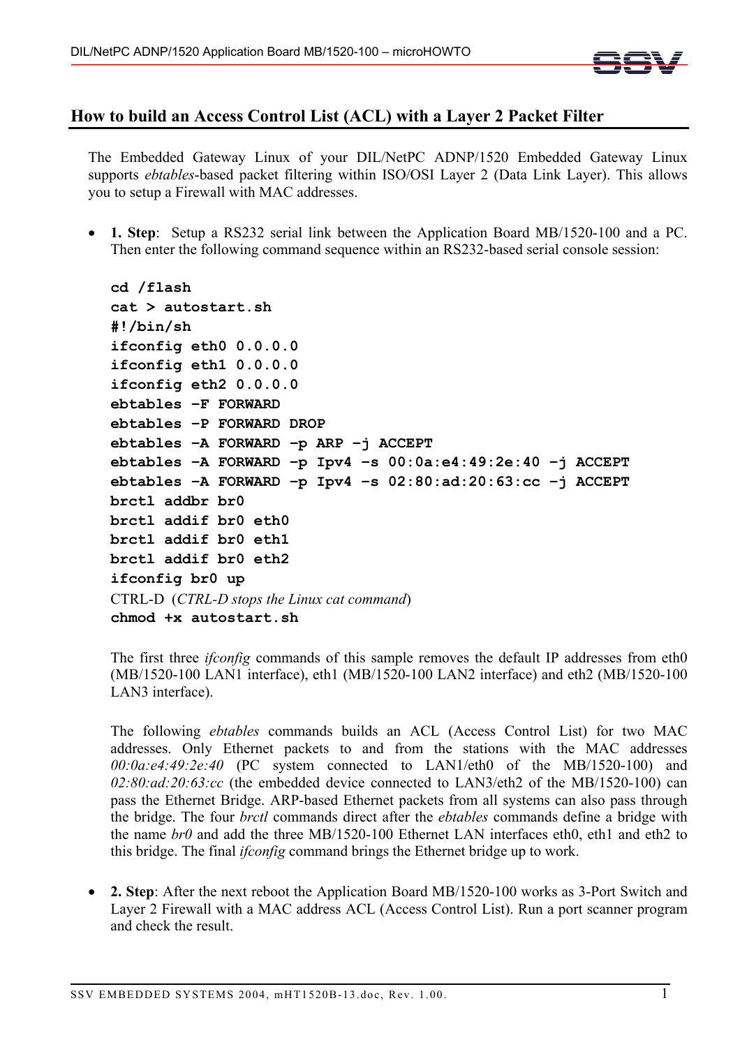## How to build an Access Control List (ACL) with a Layer 2 Packet Filter

The Embedded Gateway Linux of your DIL/NetPC ADNP/1520 Embedded Gateway Linux supports *ebtables*-based packet filtering within ISO/OSI Layer 2 (Data Link Layer). This allows you to setup a Firewall with MAC addresses.

- **1. Step**: Setup a RS232 serial link between the Application Board MB/1520-100 and a PC. Then enter the following command sequence within an RS232-based serial console session:

```
cd /flash
cat > autostart.sh
#!/bin/sh
ifconfig eth0 0.0.0.0
ifconfig eth1 0.0.0.0
ifconfig eth2 0.0.0.0
ebtables –F FORWARD
ebtables –P FORWARD DROP
ebtables –A FORWARD –p ARP –j ACCEPT
ebtables –A FORWARD –p Ipv4 –s 00:0a:e4:49:2e:40 –j ACCEPT
ebtables –A FORWARD –p Ipv4 –s 02:80:ad:20:63:cc –j ACCEPT
brctl addbr br0
brctl addif br0 eth0
brctl addif br0 eth1
brctl addif br0 eth2
ifconfig br0 up
```

  CTRL-D (*CTRL-D stops the Linux cat command*)

```
chmod +x autostart.sh
```

  The first three *ifconfig* commands of this sample removes the default IP addresses from eth0 (MB/1520-100 LAN1 interface), eth1 (MB/1520-100 LAN2 interface) and eth2 (MB/1520-100 LAN3 interface).

  The following *ebtables* commands builds an ACL (Access Control List) for two MAC addresses. Only Ethernet packets to and from the stations with the MAC addresses *00:0a:e4:49:2e:40* (PC system connected to LAN1/eth0 of the MB/1520-100) and *02:80:ad:20:63:cc* (the embedded device connected to LAN3/eth2 of the MB/1520-100) can pass the Ethernet Bridge. ARP-based Ethernet packets from all systems can also pass through the bridge. The four *brctl* commands direct after the *ebtables* commands define a bridge with the name *br0* and add the three MB/1520-100 Ethernet LAN interfaces eth0, eth1 and eth2 to this bridge. The final *ifconfig* command brings the Ethernet bridge up to work.

- **2. Step**: After the next reboot the Application Board MB/1520-100 works as 3-Port Switch and Layer 2 Firewall with a MAC address ACL (Access Control List). Run a port scanner program and check the result.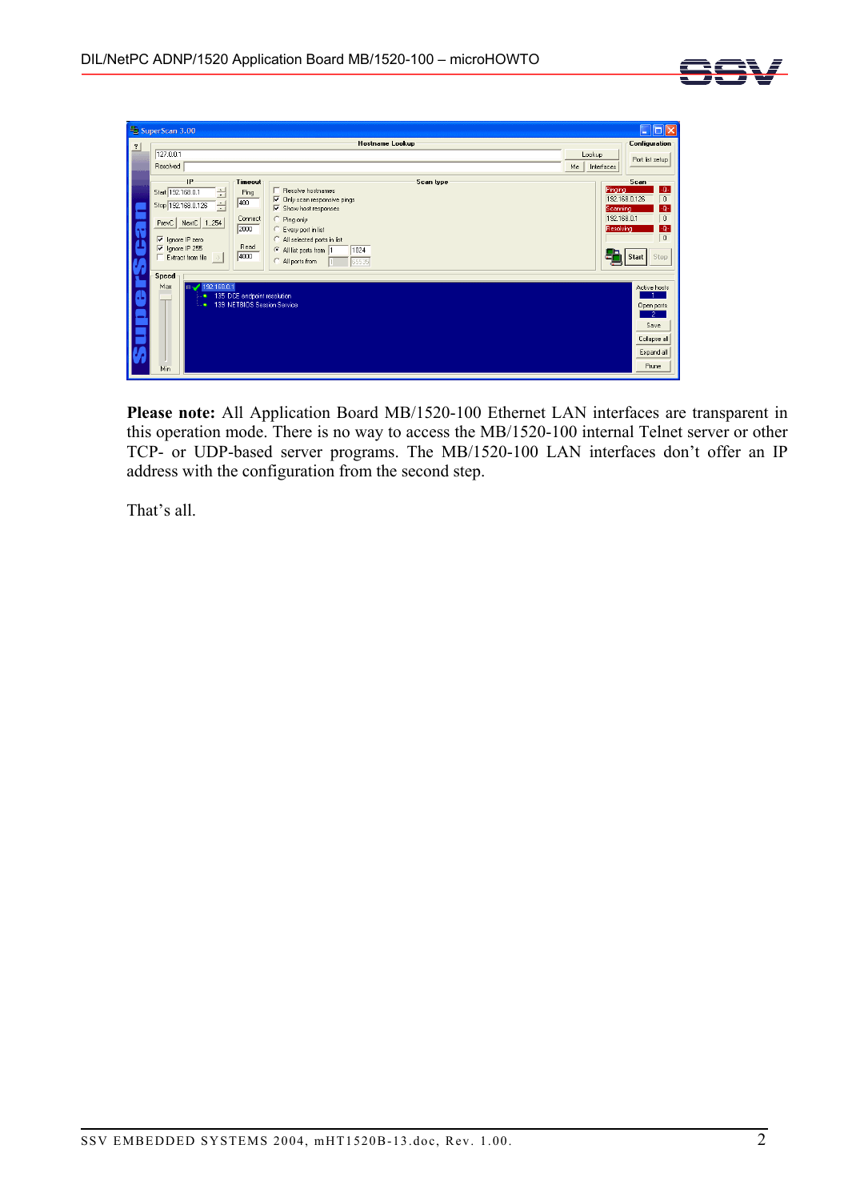**Please note:** All Application Board MB/1520-100 Ethernet LAN interfaces are transparent in this operation mode. There is no way to access the MB/1520-100 internal Telnet server or other TCP- or UDP-based server programs. The MB/1520-100 LAN interfaces don't offer an IP address with the configuration from the second step.

That's all.